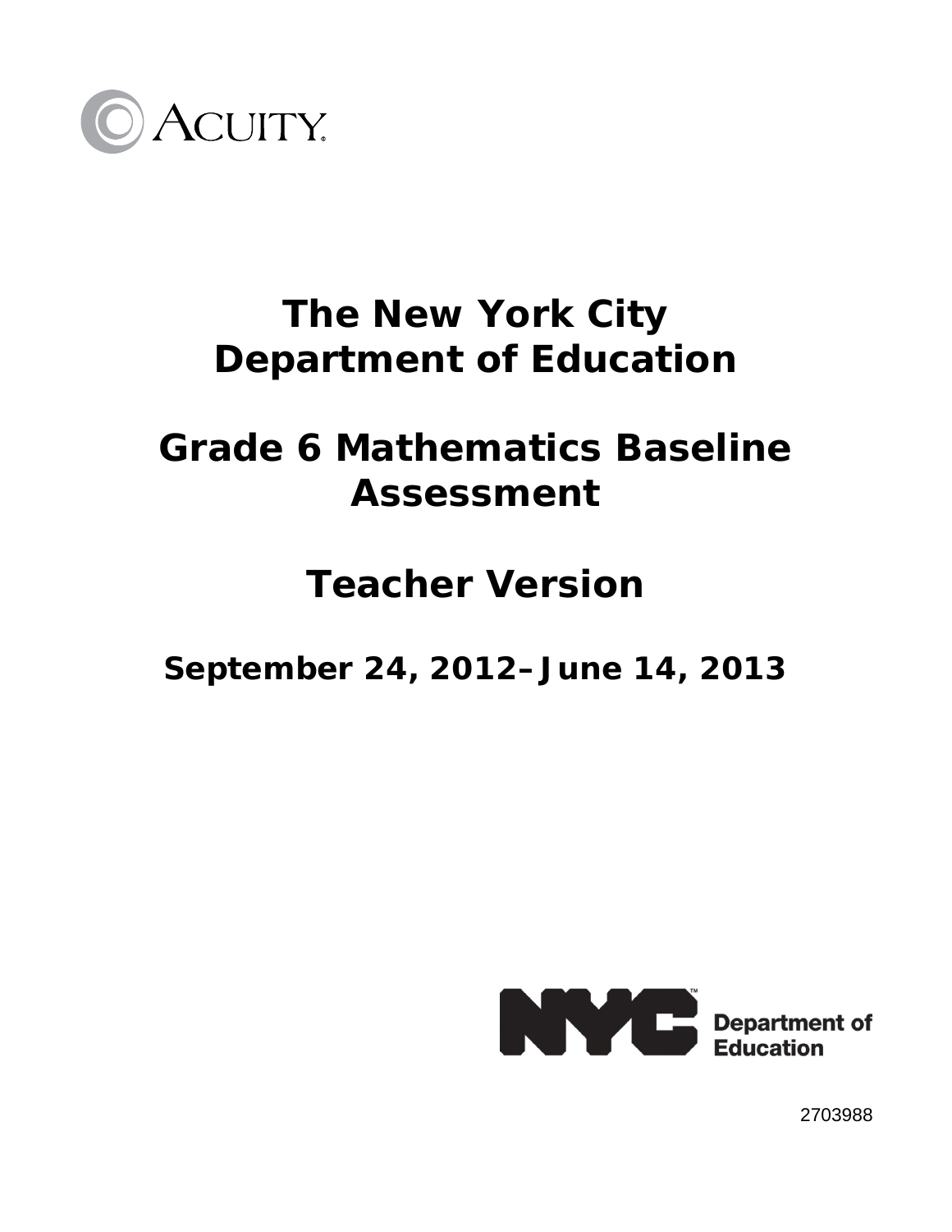ACUITY

# The New York City Department of Education

# Grade 6 Mathematics Baseline Assessment

# Teacher Version

## September 24, 2012–June 14, 2013

NYC Department of Education

2703988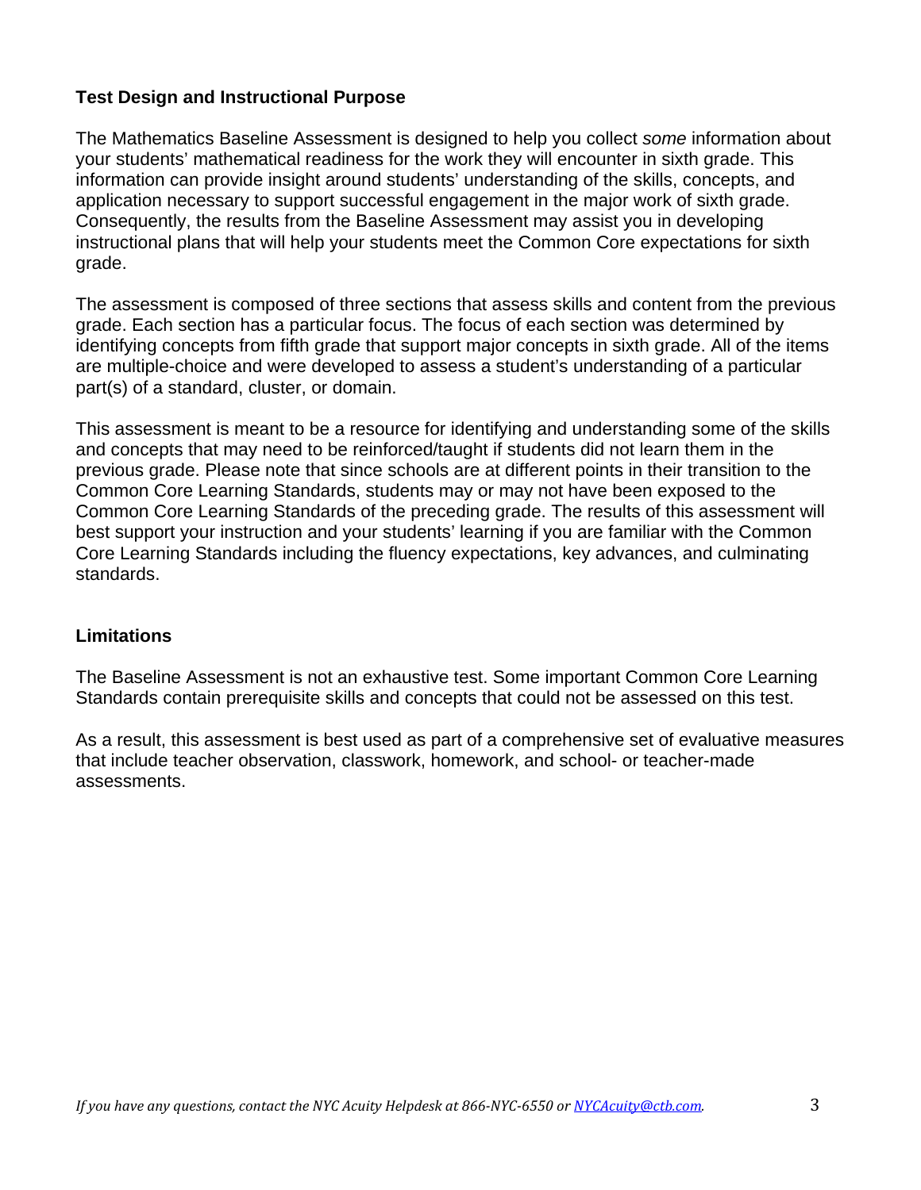## Test Design and Instructional Purpose

The Mathematics Baseline Assessment is designed to help you collect *some* information about your students' mathematical readiness for the work they will encounter in sixth grade. This information can provide insight around students' understanding of the skills, concepts, and application necessary to support successful engagement in the major work of sixth grade. Consequently, the results from the Baseline Assessment may assist you in developing instructional plans that will help your students meet the Common Core expectations for sixth grade.

The assessment is composed of three sections that assess skills and content from the previous grade. Each section has a particular focus. The focus of each section was determined by identifying concepts from fifth grade that support major concepts in sixth grade. All of the items are multiple-choice and were developed to assess a student's understanding of a particular part(s) of a standard, cluster, or domain.

This assessment is meant to be a resource for identifying and understanding some of the skills and concepts that may need to be reinforced/taught if students did not learn them in the previous grade. Please note that since schools are at different points in their transition to the Common Core Learning Standards, students may or may not have been exposed to the Common Core Learning Standards of the preceding grade. The results of this assessment will best support your instruction and your students' learning if you are familiar with the Common Core Learning Standards including the fluency expectations, key advances, and culminating standards.

## Limitations

The Baseline Assessment is not an exhaustive test. Some important Common Core Learning Standards contain prerequisite skills and concepts that could not be assessed on this test.

As a result, this assessment is best used as part of a comprehensive set of evaluative measures that include teacher observation, classwork, homework, and school- or teacher-made assessments.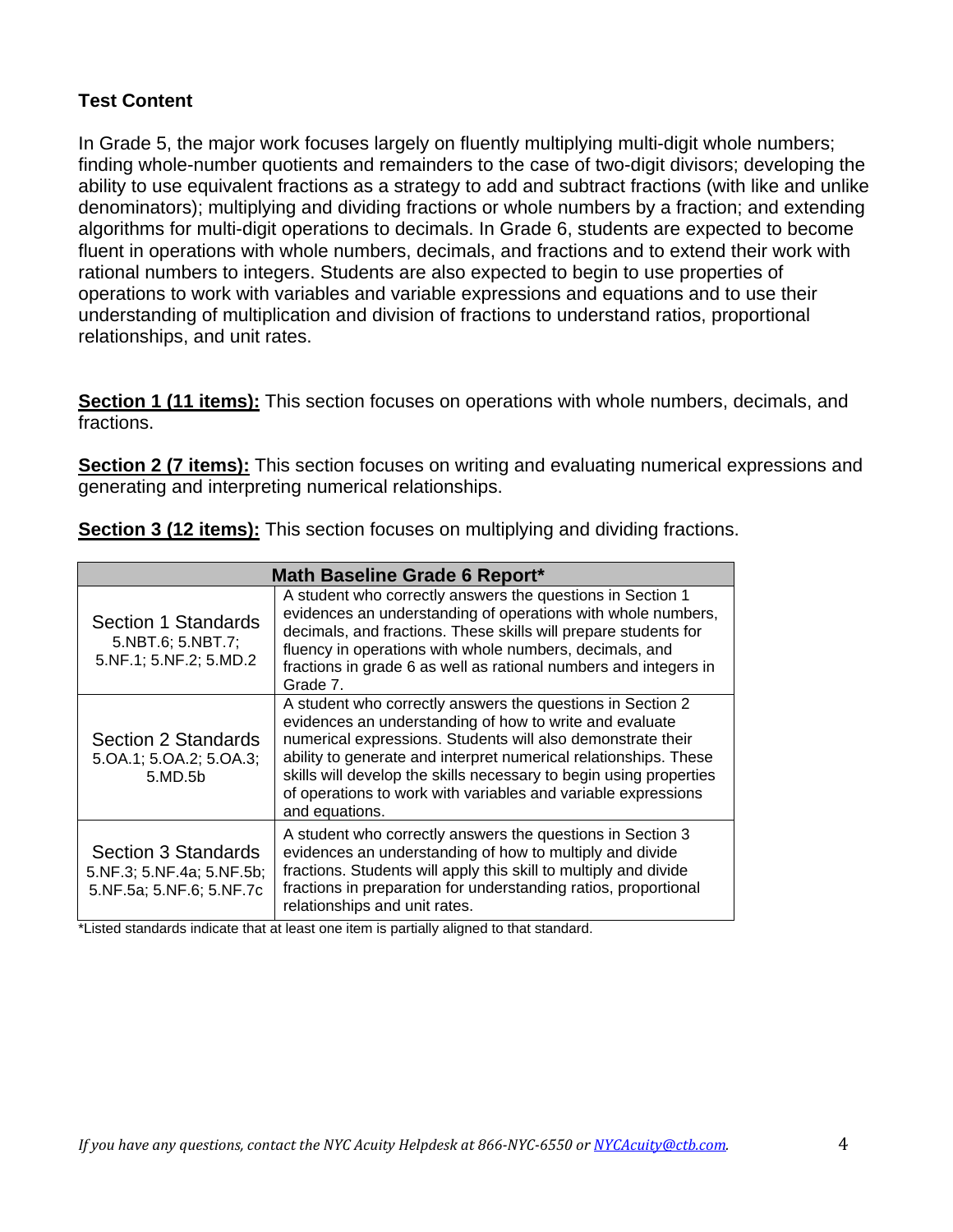**Test Content**

In Grade 5, the major work focuses largely on fluently multiplying multi-digit whole numbers; finding whole-number quotients and remainders to the case of two-digit divisors; developing the ability to use equivalent fractions as a strategy to add and subtract fractions (with like and unlike denominators); multiplying and dividing fractions or whole numbers by a fraction; and extending algorithms for multi-digit operations to decimals. In Grade 6, students are expected to become fluent in operations with whole numbers, decimals, and fractions and to extend their work with rational numbers to integers. Students are also expected to begin to use properties of operations to work with variables and variable expressions and equations and to use their understanding of multiplication and division of fractions to understand ratios, proportional relationships, and unit rates.

**Section 1 (11 items):** This section focuses on operations with whole numbers, decimals, and fractions.

**Section 2 (7 items):** This section focuses on writing and evaluating numerical expressions and generating and interpreting numerical relationships.

**Section 3 (12 items):** This section focuses on multiplying and dividing fractions.

| **Math Baseline Grade 6 Report*** | |
|---|---|
| Section 1 Standards<br>5.NBT.6; 5.NBT.7; 5.NF.1; 5.NF.2; 5.MD.2 | A student who correctly answers the questions in Section 1 evidences an understanding of operations with whole numbers, decimals, and fractions. These skills will prepare students for fluency in operations with whole numbers, decimals, and fractions in grade 6 as well as rational numbers and integers in Grade 7. |
| Section 2 Standards<br>5.OA.1; 5.OA.2; 5.OA.3; 5.MD.5b | A student who correctly answers the questions in Section 2 evidences an understanding of how to write and evaluate numerical expressions. Students will also demonstrate their ability to generate and interpret numerical relationships. These skills will develop the skills necessary to begin using properties of operations to work with variables and variable expressions and equations. |
| Section 3 Standards<br>5.NF.3; 5.NF.4a; 5.NF.5b; 5.NF.5a; 5.NF.6; 5.NF.7c | A student who correctly answers the questions in Section 3 evidences an understanding of how to multiply and divide fractions. Students will apply this skill to multiply and divide fractions in preparation for understanding ratios, proportional relationships and unit rates. |

*Listed standards indicate that at least one item is partially aligned to that standard.

*If you have any questions, contact the NYC Acuity Helpdesk at 866-NYC-6550 or [NYCAcuity@ctb.com](mailto:NYCAcuity@ctb.com).*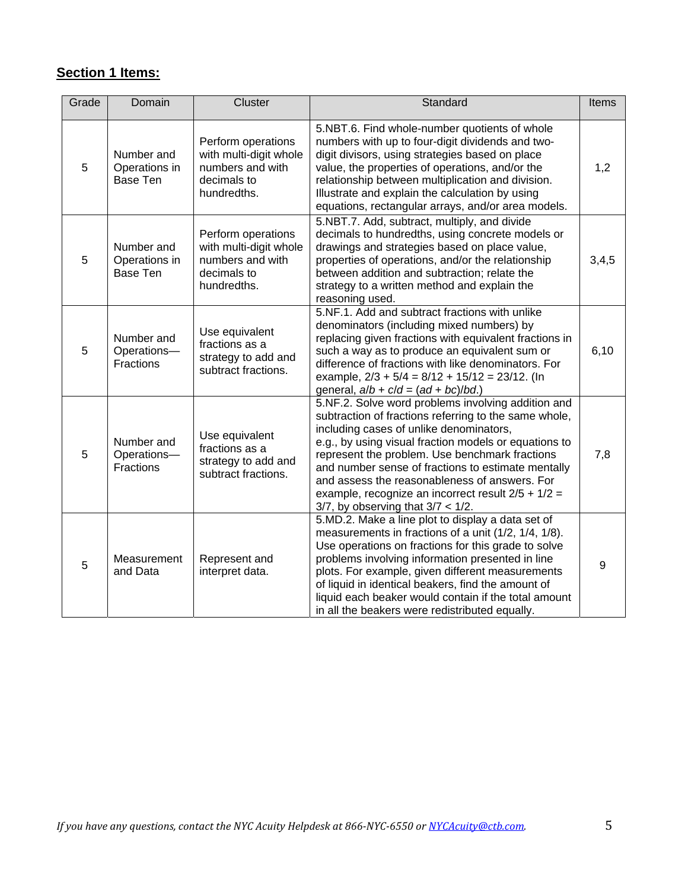## **Section 1 Items:**

| Grade | Domain | Cluster | Standard | Items |
|---|---|---|---|---|
| 5 | Number and Operations in Base Ten | Perform operations with multi-digit whole numbers and with decimals to hundredths. | 5.NBT.6. Find whole-number quotients of whole numbers with up to four-digit dividends and two-digit divisors, using strategies based on place value, the properties of operations, and/or the relationship between multiplication and division. Illustrate and explain the calculation by using equations, rectangular arrays, and/or area models. | 1,2 |
| 5 | Number and Operations in Base Ten | Perform operations with multi-digit whole numbers and with decimals to hundredths. | 5.NBT.7. Add, subtract, multiply, and divide decimals to hundredths, using concrete models or drawings and strategies based on place value, properties of operations, and/or the relationship between addition and subtraction; relate the strategy to a written method and explain the reasoning used. | 3,4,5 |
| 5 | Number and Operations—Fractions | Use equivalent fractions as a strategy to add and subtract fractions. | 5.NF.1. Add and subtract fractions with unlike denominators (including mixed numbers) by replacing given fractions with equivalent fractions in such a way as to produce an equivalent sum or difference of fractions with like denominators. For example, $2/3 + 5/4 = 8/12 + 15/12 = 23/12$. (In general, $a/b + c/d = (ad + bc)/bd$.) | 6,10 |
| 5 | Number and Operations—Fractions | Use equivalent fractions as a strategy to add and subtract fractions. | 5.NF.2. Solve word problems involving addition and subtraction of fractions referring to the same whole, including cases of unlike denominators, e.g., by using visual fraction models or equations to represent the problem. Use benchmark fractions and number sense of fractions to estimate mentally and assess the reasonableness of answers. For example, recognize an incorrect result $2/5 + 1/2 = 3/7$, by observing that $3/7 < 1/2$. | 7,8 |
| 5 | Measurement and Data | Represent and interpret data. | 5.MD.2. Make a line plot to display a data set of measurements in fractions of a unit (1/2, 1/4, 1/8). Use operations on fractions for this grade to solve problems involving information presented in line plots. For example, given different measurements of liquid in identical beakers, find the amount of liquid each beaker would contain if the total amount in all the beakers were redistributed equally. | 9 |

*If you have any questions, contact the NYC Acuity Helpdesk at 866-NYC-6550 or NYCAcuity@ctb.com.*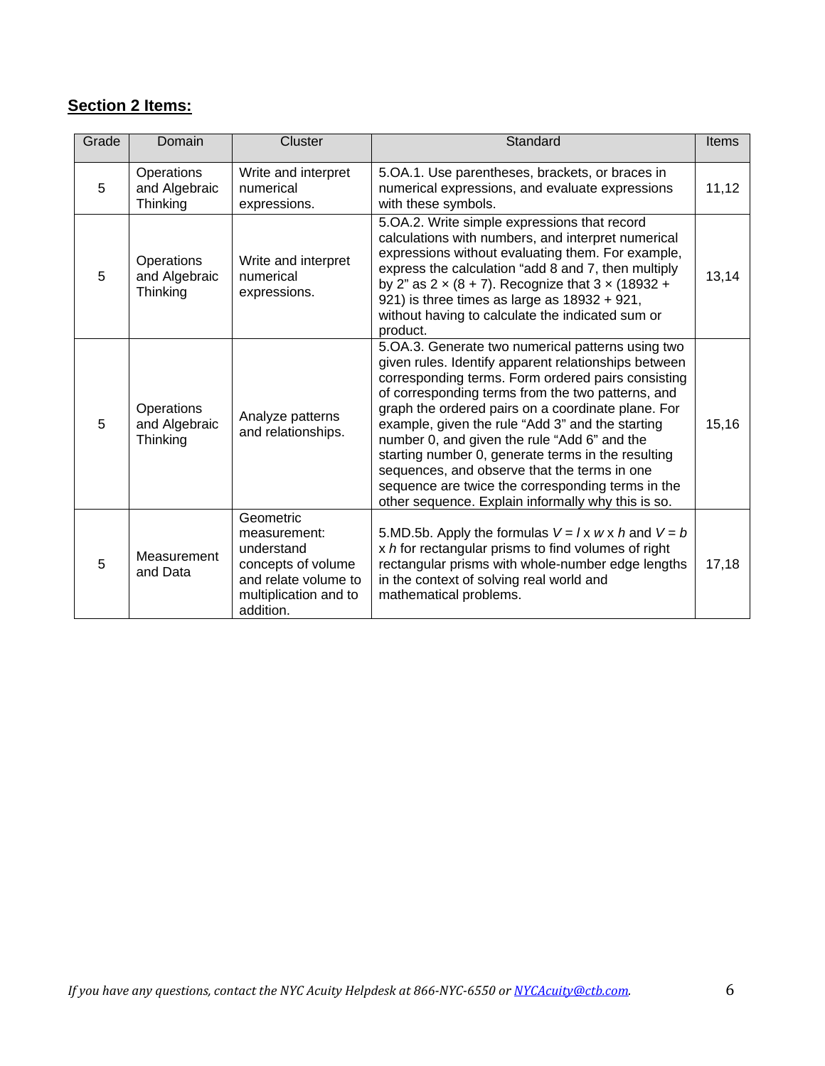## **Section 2 Items:**

| Grade | Domain | Cluster | Standard | Items |
|---|---|---|---|---|
| 5 | Operations and Algebraic Thinking | Write and interpret numerical expressions. | 5.OA.1. Use parentheses, brackets, or braces in numerical expressions, and evaluate expressions with these symbols. | 11,12 |
| 5 | Operations and Algebraic Thinking | Write and interpret numerical expressions. | 5.OA.2. Write simple expressions that record calculations with numbers, and interpret numerical expressions without evaluating them. For example, express the calculation "add 8 and 7, then multiply by 2" as $2 \times (8 + 7)$. Recognize that $3 \times (18932 + 921)$ is three times as large as $18932 + 921$, without having to calculate the indicated sum or product. | 13,14 |
| 5 | Operations and Algebraic Thinking | Analyze patterns and relationships. | 5.OA.3. Generate two numerical patterns using two given rules. Identify apparent relationships between corresponding terms. Form ordered pairs consisting of corresponding terms from the two patterns, and graph the ordered pairs on a coordinate plane. For example, given the rule "Add 3" and the starting number 0, and given the rule "Add 6" and the starting number 0, generate terms in the resulting sequences, and observe that the terms in one sequence are twice the corresponding terms in the other sequence. Explain informally why this is so. | 15,16 |
| 5 | Measurement and Data | Geometric measurement: understand concepts of volume and relate volume to multiplication and to addition. | 5.MD.5b. Apply the formulas $V = l \times w \times h$ and $V = b \times h$ for rectangular prisms to find volumes of right rectangular prisms with whole-number edge lengths in the context of solving real world and mathematical problems. | 17,18 |

*If you have any questions, contact the NYC Acuity Helpdesk at 866-NYC-6550 or NYCAcuity@ctb.com.*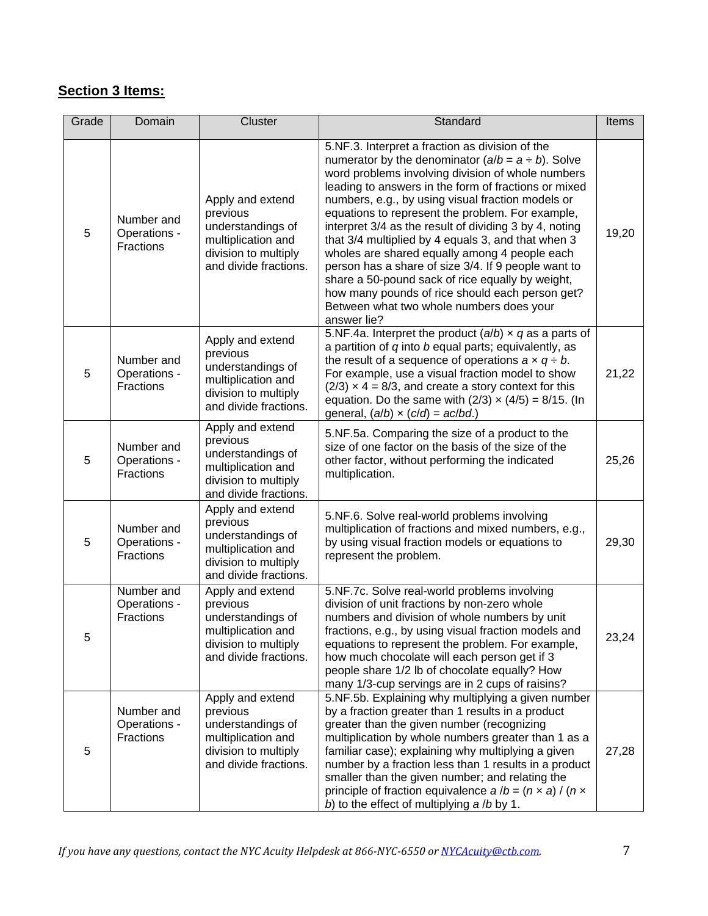## Section 3 Items:

| Grade | Domain | Cluster | Standard | Items |
|---|---|---|---|---|
| 5 | Number and Operations - Fractions | Apply and extend previous understandings of multiplication and division to multiply and divide fractions. | 5.NF.3. Interpret a fraction as division of the numerator by the denominator ($a/b = a \div b$). Solve word problems involving division of whole numbers leading to answers in the form of fractions or mixed numbers, e.g., by using visual fraction models or equations to represent the problem. For example, interpret 3/4 as the result of dividing 3 by 4, noting that 3/4 multiplied by 4 equals 3, and that when 3 wholes are shared equally among 4 people each person has a share of size 3/4. If 9 people want to share a 50-pound sack of rice equally by weight, how many pounds of rice should each person get? Between what two whole numbers does your answer lie? | 19,20 |
| 5 | Number and Operations - Fractions | Apply and extend previous understandings of multiplication and division to multiply and divide fractions. | 5.NF.4a. Interpret the product $(a/b) \times q$ as a parts of a partition of $q$ into $b$ equal parts; equivalently, as the result of a sequence of operations $a \times q \div b$. For example, use a visual fraction model to show $(2/3) \times 4 = 8/3$, and create a story context for this equation. Do the same with $(2/3) \times (4/5) = 8/15$. (In general, $(a/b) \times (c/d) = ac/bd$.) | 21,22 |
| 5 | Number and Operations - Fractions | Apply and extend previous understandings of multiplication and division to multiply and divide fractions. | 5.NF.5a. Comparing the size of a product to the size of one factor on the basis of the size of the other factor, without performing the indicated multiplication. | 25,26 |
| 5 | Number and Operations - Fractions | Apply and extend previous understandings of multiplication and division to multiply and divide fractions. | 5.NF.6. Solve real-world problems involving multiplication of fractions and mixed numbers, e.g., by using visual fraction models or equations to represent the problem. | 29,30 |
| 5 | Number and Operations - Fractions | Apply and extend previous understandings of multiplication and division to multiply and divide fractions. | 5.NF.7c. Solve real-world problems involving division of unit fractions by non-zero whole numbers and division of whole numbers by unit fractions, e.g., by using visual fraction models and equations to represent the problem. For example, how much chocolate will each person get if 3 people share 1/2 lb of chocolate equally? How many 1/3-cup servings are in 2 cups of raisins? | 23,24 |
| 5 | Number and Operations - Fractions | Apply and extend previous understandings of multiplication and division to multiply and divide fractions. | 5.NF.5b. Explaining why multiplying a given number by a fraction greater than 1 results in a product greater than the given number (recognizing multiplication by whole numbers greater than 1 as a familiar case); explaining why multiplying a given number by a fraction less than 1 results in a product smaller than the given number; and relating the principle of fraction equivalence $a/b = (n \times a) / (n \times b)$ to the effect of multiplying $a/b$ by 1. | 27,28 |

*If you have any questions, contact the NYC Acuity Helpdesk at 866-NYC-6550 or [NYCAcuity@ctb.com](mailto:NYCAcuity@ctb.com).*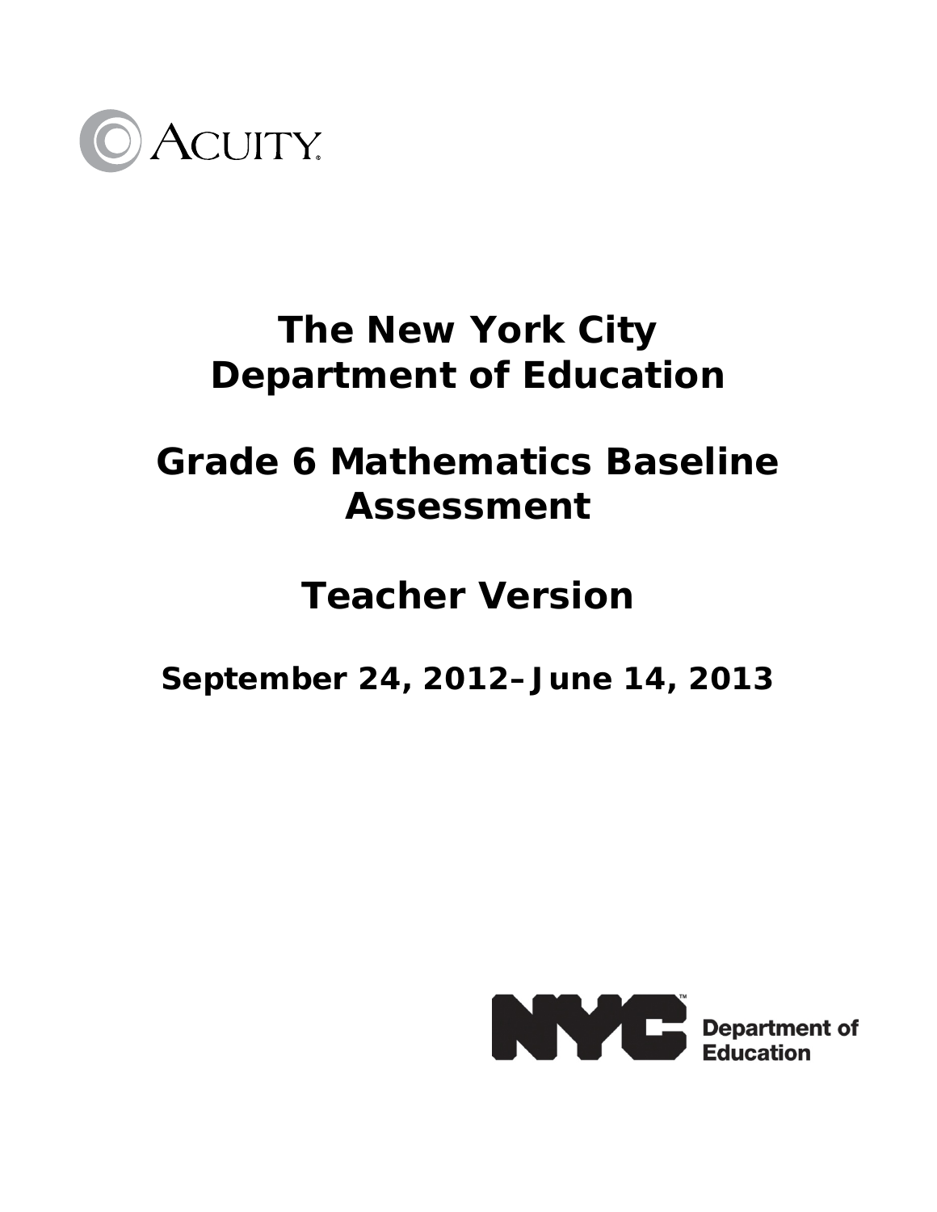ACUITY

# The New York City Department of Education

# Grade 6 Mathematics Baseline Assessment

# Teacher Version

## September 24, 2012–June 14, 2013

NYC Department of Education